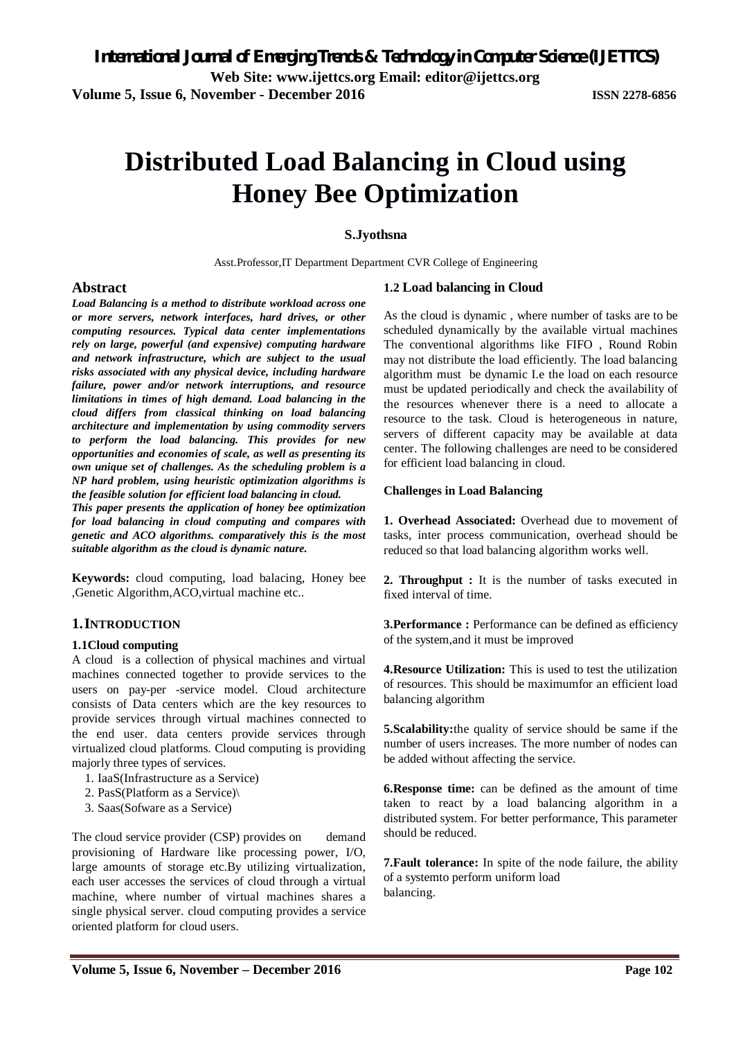// Distributed Load Balancing in Cloud using Honey Bee Optimization

**S.Jyothsna**

Asst.Professor,IT Department Department CVR College of Engineering

## Abstract

***Load Balancing is a method to distribute workload across one or more servers, network interfaces, hard drives, or other computing resources. Typical data center implementations rely on large, powerful (and expensive) computing hardware and network infrastructure, which are subject to the usual risks associated with any physical device, including hardware failure, power and/or network interruptions, and resource limitations in times of high demand. Load balancing in the cloud differs from classical thinking on load balancing architecture and implementation by using commodity servers to perform the load balancing. This provides for new opportunities and economies of scale, as well as presenting its own unique set of challenges. As the scheduling problem is a NP hard problem, using heuristic optimization algorithms is the feasible solution for efficient load balancing in cloud.***

***This paper presents the application of honey bee optimization for load balancing in cloud computing and compares with genetic and ACO algorithms. comparatively this is the most suitable algorithm as the cloud is dynamic nature.***

**Keywords:** cloud computing, load balacing, Honey bee ,Genetic Algorithm,ACO,virtual machine etc..

## 1. INTRODUCTION

### 1.1Cloud computing

A cloud is a collection of physical machines and virtual machines connected together to provide services to the users on pay-per -service model. Cloud architecture consists of Data centers which are the key resources to provide services through virtual machines connected to the end user. data centers provide services through virtualized cloud platforms. Cloud computing is providing majorly three types of services.

1. IaaS(Infrastructure as a Service)
2. PasS(Platform as a Service)\
3. Saas(Sofware as a Service)

The cloud service provider (CSP) provides on demand provisioning of Hardware like processing power, I/O, large amounts of storage etc.By utilizing virtualization, each user accesses the services of cloud through a virtual machine, where number of virtual machines shares a single physical server. cloud computing provides a service oriented platform for cloud users.

### 1.2 Load balancing in Cloud

As the cloud is dynamic , where number of tasks are to be scheduled dynamically by the available virtual machines The conventional algorithms like FIFO , Round Robin may not distribute the load efficiently. The load balancing algorithm must be dynamic I.e the load on each resource must be updated periodically and check the availability of the resources whenever there is a need to allocate a resource to the task. Cloud is heterogeneous in nature, servers of different capacity may be available at data center. The following challenges are need to be considered for efficient load balancing in cloud.

**Challenges in Load Balancing**

**1. Overhead Associated:** Overhead due to movement of tasks, inter process communication, overhead should be reduced so that load balancing algorithm works well.

**2. Throughput :** It is the number of tasks executed in fixed interval of time.

**3.Performance :** Performance can be defined as efficiency of the system,and it must be improved

**4.Resource Utilization:** This is used to test the utilization of resources. This should be maximumfor an efficient load balancing algorithm

**5.Scalability:**the quality of service should be same if the number of users increases. The more number of nodes can be added without affecting the service.

**6.Response time:** can be defined as the amount of time taken to react by a load balancing algorithm in a distributed system. For better performance, This parameter should be reduced.

**7.Fault tolerance:** In spite of the node failure, the ability of a systemto perform uniform load balancing.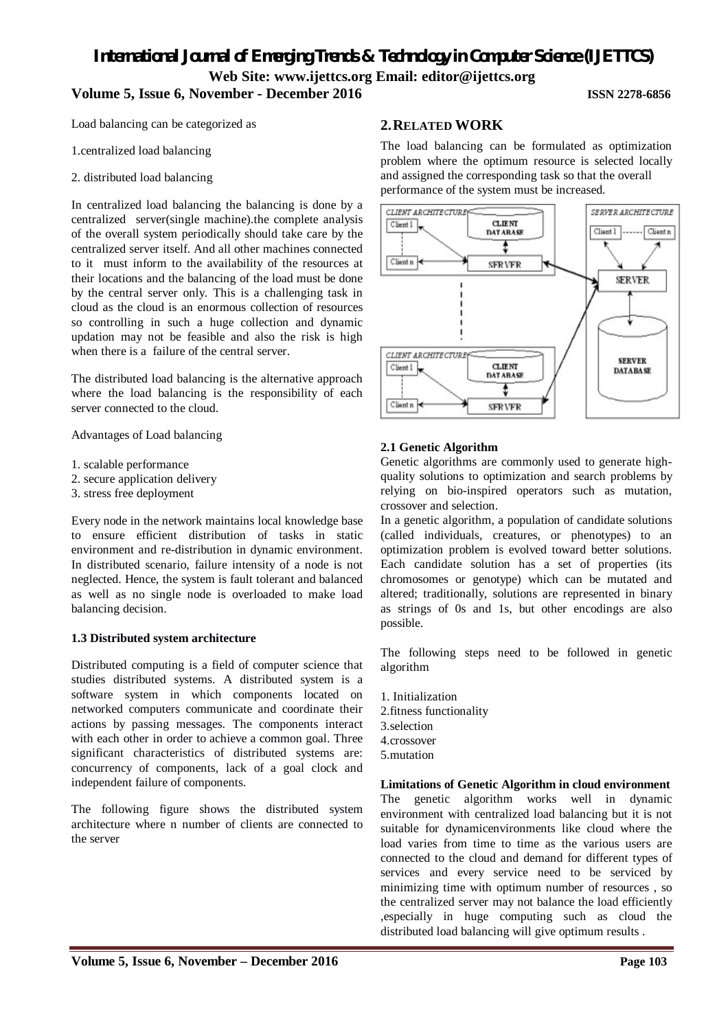Load balancing can be categorized as

1.centralized load balancing

2. distributed load balancing

In centralized load balancing the balancing is done by a centralized server(single machine).the complete analysis of the overall system periodically should take care by the centralized server itself. And all other machines connected to it must inform to the availability of the resources at their locations and the balancing of the load must be done by the central server only. This is a challenging task in cloud as the cloud is an enormous collection of resources so controlling in such a huge collection and dynamic updation may not be feasible and also the risk is high when there is a failure of the central server.

The distributed load balancing is the alternative approach where the load balancing is the responsibility of each server connected to the cloud.

Advantages of Load balancing

1. scalable performance
2. secure application delivery
3. stress free deployment

Every node in the network maintains local knowledge base to ensure efficient distribution of tasks in static environment and re-distribution in dynamic environment. In distributed scenario, failure intensity of a node is not neglected. Hence, the system is fault tolerant and balanced as well as no single node is overloaded to make load balancing decision.

**1.3 Distributed system architecture**

Distributed computing is a field of computer science that studies distributed systems. A distributed system is a software system in which components located on networked computers communicate and coordinate their actions by passing messages. The components interact with each other in order to achieve a common goal. Three significant characteristics of distributed systems are: concurrency of components, lack of a goal clock and independent failure of components.

The following figure shows the distributed system architecture where n number of clients are connected to the server

## 2. RELATED WORK

The load balancing can be formulated as optimization problem where the optimum resource is selected locally and assigned the corresponding task so that the overall performance of the system must be increased.

**2.1 Genetic Algorithm**

Genetic algorithms are commonly used to generate high-quality solutions to optimization and search problems by relying on bio-inspired operators such as mutation, crossover and selection.

In a genetic algorithm, a population of candidate solutions (called individuals, creatures, or phenotypes) to an optimization problem is evolved toward better solutions. Each candidate solution has a set of properties (its chromosomes or genotype) which can be mutated and altered; traditionally, solutions are represented in binary as strings of 0s and 1s, but other encodings are also possible.

The following steps need to be followed in genetic algorithm

1. Initialization
2. fitness functionality
3. selection
4. crossover
5. mutation

**Limitations of Genetic Algorithm in cloud environment**

The genetic algorithm works well in dynamic environment with centralized load balancing but it is not suitable for dynamicenvironments like cloud where the load varies from time to time as the various users are connected to the cloud and demand for different types of services and every service need to be serviced by minimizing time with optimum number of resources , so the centralized server may not balance the load efficiently ,especially in huge computing such as cloud the distributed load balancing will give optimum results .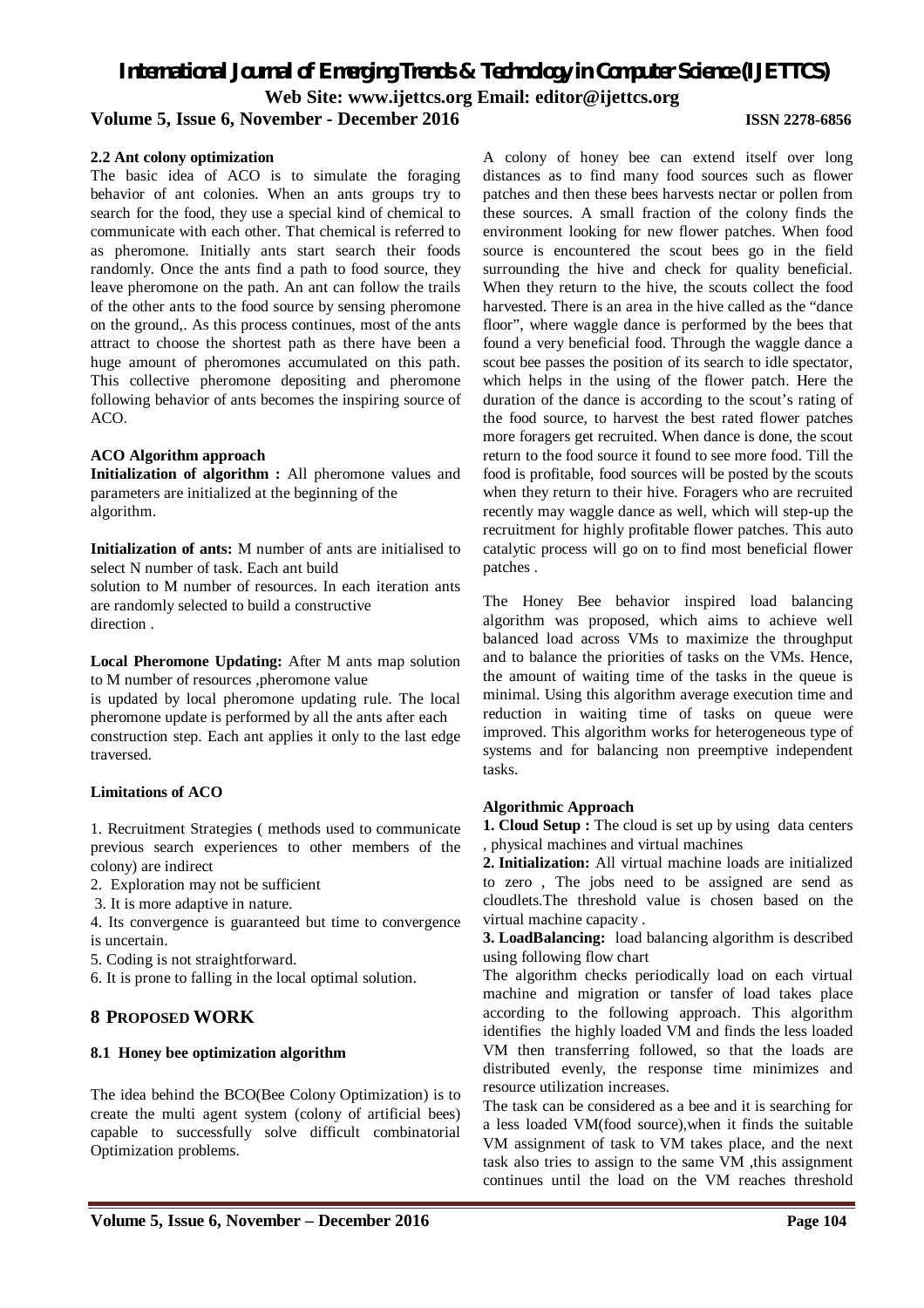### 2.2 Ant colony optimization

The basic idea of ACO is to simulate the foraging behavior of ant colonies. When an ants groups try to search for the food, they use a special kind of chemical to communicate with each other. That chemical is referred to as pheromone. Initially ants start search their foods randomly. Once the ants find a path to food source, they leave pheromone on the path. An ant can follow the trails of the other ants to the food source by sensing pheromone on the ground,. As this process continues, most of the ants attract to choose the shortest path as there have been a huge amount of pheromones accumulated on this path. This collective pheromone depositing and pheromone following behavior of ants becomes the inspiring source of ACO.

**ACO Algorithm approach**

**Initialization of algorithm :** All pheromone values and parameters are initialized at the beginning of the algorithm.

**Initialization of ants:** M number of ants are initialised to select N number of task. Each ant build solution to M number of resources. In each iteration ants are randomly selected to build a constructive direction .

**Local Pheromone Updating:** After M ants map solution to M number of resources ,pheromone value is updated by local pheromone updating rule. The local pheromone update is performed by all the ants after each construction step. Each ant applies it only to the last edge traversed.

**Limitations of ACO**

1. Recruitment Strategies ( methods used to communicate previous search experiences to other members of the colony) are indirect
2. Exploration may not be sufficient
3. It is more adaptive in nature.
4. Its convergence is guaranteed but time to convergence is uncertain.
5. Coding is not straightforward.
6. It is prone to falling in the local optimal solution.

## 8 PROPOSED WORK

### 8.1 Honey bee optimization algorithm

The idea behind the BCO(Bee Colony Optimization) is to create the multi agent system (colony of artificial bees) capable to successfully solve difficult combinatorial Optimization problems.

A colony of honey bee can extend itself over long distances as to find many food sources such as flower patches and then these bees harvests nectar or pollen from these sources. A small fraction of the colony finds the environment looking for new flower patches. When food source is encountered the scout bees go in the field surrounding the hive and check for quality beneficial. When they return to the hive, the scouts collect the food harvested. There is an area in the hive called as the "dance floor", where waggle dance is performed by the bees that found a very beneficial food. Through the waggle dance a scout bee passes the position of its search to idle spectator, which helps in the using of the flower patch. Here the duration of the dance is according to the scout's rating of the food source, to harvest the best rated flower patches more foragers get recruited. When dance is done, the scout return to the food source it found to see more food. Till the food is profitable, food sources will be posted by the scouts when they return to their hive. Foragers who are recruited recently may waggle dance as well, which will step-up the recruitment for highly profitable flower patches. This auto catalytic process will go on to find most beneficial flower patches .

The Honey Bee behavior inspired load balancing algorithm was proposed, which aims to achieve well balanced load across VMs to maximize the throughput and to balance the priorities of tasks on the VMs. Hence, the amount of waiting time of the tasks in the queue is minimal. Using this algorithm average execution time and reduction in waiting time of tasks on queue were improved. This algorithm works for heterogeneous type of systems and for balancing non preemptive independent tasks.

**Algorithmic Approach**

**1. Cloud Setup :** The cloud is set up by using data centers , physical machines and virtual machines

**2. Initialization:** All virtual machine loads are initialized to zero , The jobs need to be assigned are send as cloudlets.The threshold value is chosen based on the virtual machine capacity .

**3. LoadBalancing:** load balancing algorithm is described using following flow chart

The algorithm checks periodically load on each virtual machine and migration or tansfer of load takes place according to the following approach. This algorithm identifies the highly loaded VM and finds the less loaded VM then transferring followed, so that the loads are distributed evenly, the response time minimizes and resource utilization increases.

The task can be considered as a bee and it is searching for a less loaded VM(food source),when it finds the suitable VM assignment of task to VM takes place, and the next task also tries to assign to the same VM ,this assignment continues until the load on the VM reaches threshold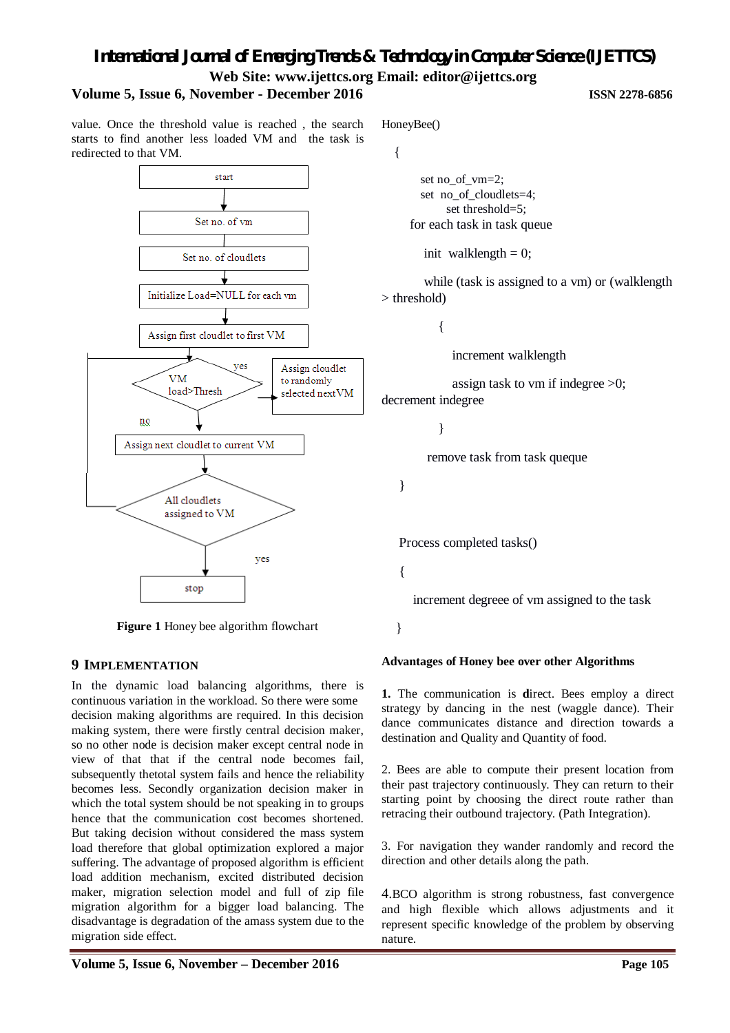value. Once the threshold value is reached , the search starts to find another less loaded VM and the task is redirected to that VM.

start

Set no. of vm

Set no. of cloudlets

Initialize Load=NULL for each vm

Assign first cloudlet to first VM

VM load>Thresh

yes

Assign cloudlet to randomly selected next VM

no

Assign next cloudlet to current VM

All cloudlets assigned to VM

yes

stop

**Figure 1** Honey bee algorithm flowchart

## 9 IMPLEMENTATION

In the dynamic load balancing algorithms, there is continuous variation in the workload. So there were some decision making algorithms are required. In this decision making system, there were firstly central decision maker, so no other node is decision maker except central node in view of that that if the central node becomes fail, subsequently thetotal system fails and hence the reliability becomes less. Secondly organization decision maker in which the total system should be not speaking in to groups hence that the communication cost becomes shortened. But taking decision without considered the mass system load therefore that global optimization explored a major suffering. The advantage of proposed algorithm is efficient load addition mechanism, excited distributed decision maker, migration selection model and full of zip file migration algorithm for a bigger load balancing. The disadvantage is degradation of the amass system due to the migration side effect.

```
HoneyBee()
  {
        set no_of_vm=2;
        set  no_of_cloudlets=4;
             set threshold=5;
      for each task in task queue

         init  walklength = 0;

         while (task is assigned to a vm) or (walklength > threshold)

             {

                 increment walklength

                 assign task to vm if indegree >0; decrement indegree

             }

          remove task from task queque

    }


  Process completed tasks()

  {

     increment degreee of vm assigned to the task

  }
```

**Advantages of Honey bee over other Algorithms**

**1.** The communication is **d**irect. Bees employ a direct strategy by dancing in the nest (waggle dance). Their dance communicates distance and direction towards a destination and Quality and Quantity of food.

2. Bees are able to compute their present location from their past trajectory continuously. They can return to their starting point by choosing the direct route rather than retracing their outbound trajectory. (Path Integration).

3. For navigation they wander randomly and record the direction and other details along the path.

4.BCO algorithm is strong robustness, fast convergence and high flexible which allows adjustments and it represent specific knowledge of the problem by observing nature.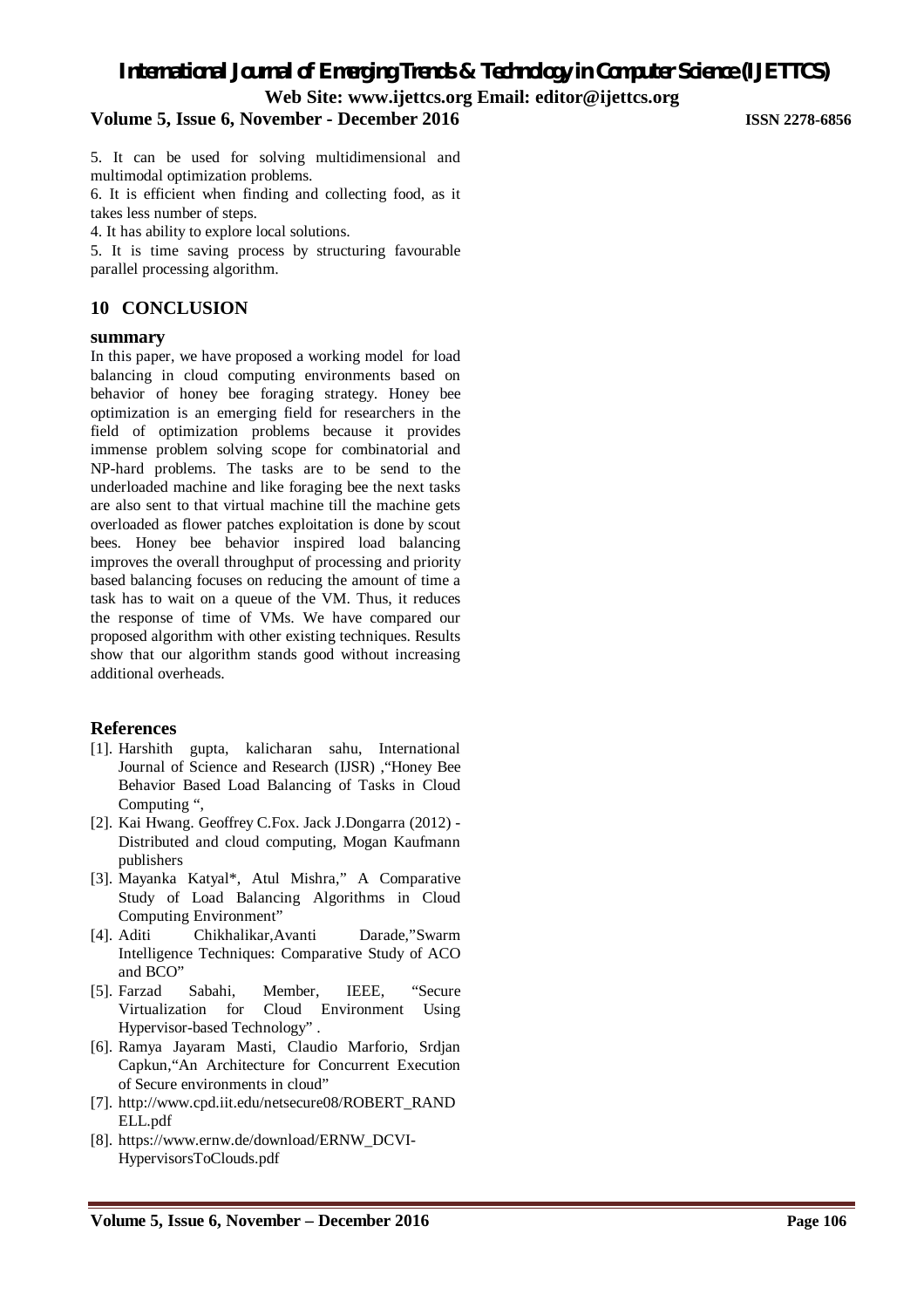5. It can be used for solving multidimensional and multimodal optimization problems.

6. It is efficient when finding and collecting food, as it takes less number of steps.

4. It has ability to explore local solutions.

5. It is time saving process by structuring favourable parallel processing algorithm.

## 10 CONCLUSION

### summary

In this paper, we have proposed a working model for load balancing in cloud computing environments based on behavior of honey bee foraging strategy. Honey bee optimization is an emerging field for researchers in the field of optimization problems because it provides immense problem solving scope for combinatorial and NP-hard problems. The tasks are to be send to the underloaded machine and like foraging bee the next tasks are also sent to that virtual machine till the machine gets overloaded as flower patches exploitation is done by scout bees. Honey bee behavior inspired load balancing improves the overall throughput of processing and priority based balancing focuses on reducing the amount of time a task has to wait on a queue of the VM. Thus, it reduces the response of time of VMs. We have compared our proposed algorithm with other existing techniques. Results show that our algorithm stands good without increasing additional overheads.

## References

[1]. Harshith gupta, kalicharan sahu, International Journal of Science and Research (IJSR) ,"Honey Bee Behavior Based Load Balancing of Tasks in Cloud Computing ",

[2]. Kai Hwang. Geoffrey C.Fox. Jack J.Dongarra (2012) - Distributed and cloud computing, Mogan Kaufmann publishers

[3]. Mayanka Katyal*, Atul Mishra," A Comparative Study of Load Balancing Algorithms in Cloud Computing Environment"

[4]. Aditi Chikhalikar,Avanti Darade,"Swarm Intelligence Techniques: Comparative Study of ACO and BCO"

[5]. Farzad Sabahi, Member, IEEE, "Secure Virtualization for Cloud Environment Using Hypervisor-based Technology" .

[6]. Ramya Jayaram Masti, Claudio Marforio, Srdjan Capkun,"An Architecture for Concurrent Execution of Secure environments in cloud"

[7]. http://www.cpd.iit.edu/netsecure08/ROBERT_RANDELL.pdf

[8]. https://www.ernw.de/download/ERNW_DCVI-HypervisorsToClouds.pdf